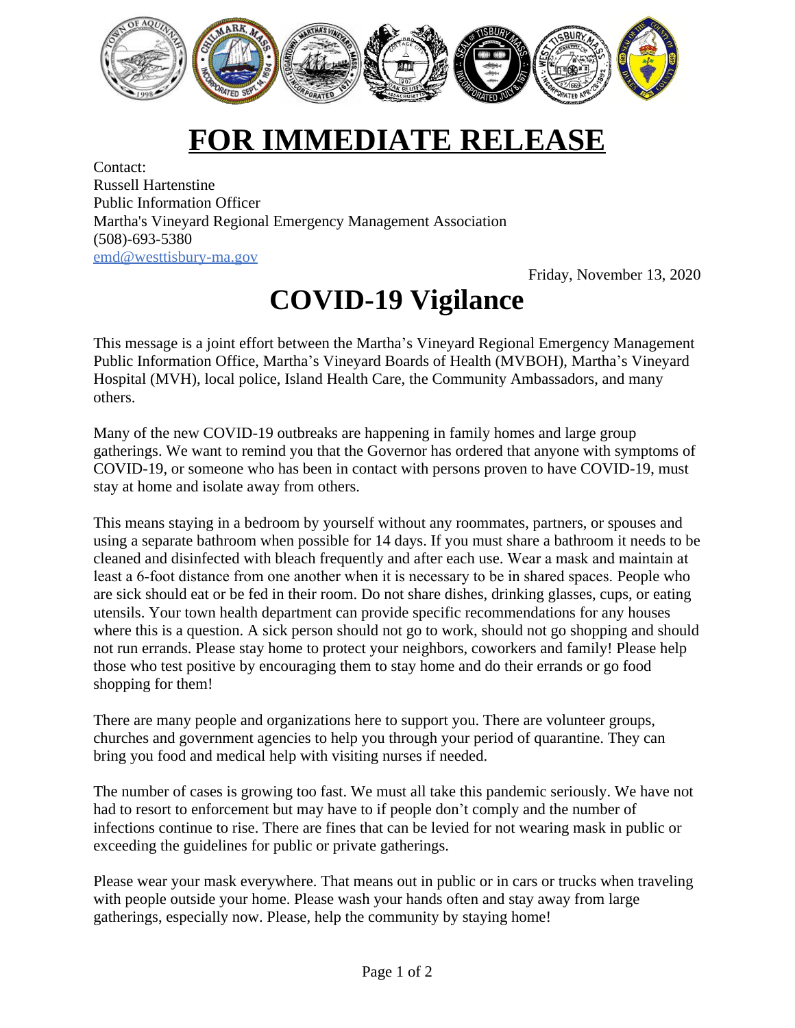# FOR IMMEDIATE RELEASE

Contact:
Russell Hartenstine
Public Information Officer
Martha's Vineyard Regional Emergency Management Association
(508)-693-5380
emd@westtisbury-ma.gov

Friday, November 13, 2020

# COVID-19 Vigilance

This message is a joint effort between the Martha's Vineyard Regional Emergency Management Public Information Office, Martha's Vineyard Boards of Health (MVBOH), Martha's Vineyard Hospital (MVH), local police, Island Health Care, the Community Ambassadors, and many others.

Many of the new COVID-19 outbreaks are happening in family homes and large group gatherings. We want to remind you that the Governor has ordered that anyone with symptoms of COVID-19, or someone who has been in contact with persons proven to have COVID-19, must stay at home and isolate away from others.

This means staying in a bedroom by yourself without any roommates, partners, or spouses and using a separate bathroom when possible for 14 days. If you must share a bathroom it needs to be cleaned and disinfected with bleach frequently and after each use. Wear a mask and maintain at least a 6-foot distance from one another when it is necessary to be in shared spaces. People who are sick should eat or be fed in their room. Do not share dishes, drinking glasses, cups, or eating utensils. Your town health department can provide specific recommendations for any houses where this is a question. A sick person should not go to work, should not go shopping and should not run errands. Please stay home to protect your neighbors, coworkers and family! Please help those who test positive by encouraging them to stay home and do their errands or go food shopping for them!

There are many people and organizations here to support you. There are volunteer groups, churches and government agencies to help you through your period of quarantine. They can bring you food and medical help with visiting nurses if needed.

The number of cases is growing too fast. We must all take this pandemic seriously. We have not had to resort to enforcement but may have to if people don't comply and the number of infections continue to rise. There are fines that can be levied for not wearing mask in public or exceeding the guidelines for public or private gatherings.

Please wear your mask everywhere. That means out in public or in cars or trucks when traveling with people outside your home. Please wash your hands often and stay away from large gatherings, especially now. Please, help the community by staying home!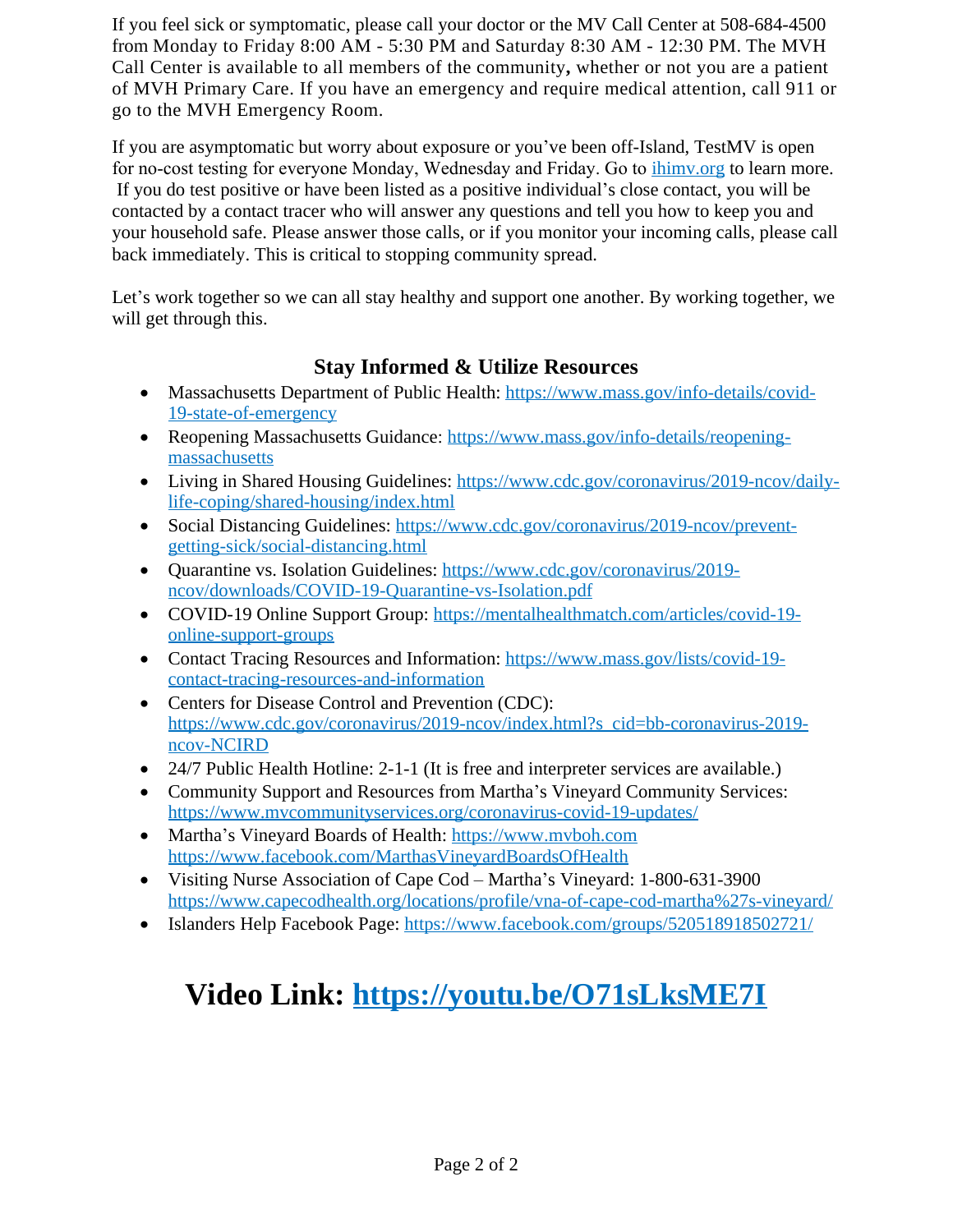If you feel sick or symptomatic, please call your doctor or the MV Call Center at 508-684-4500 from Monday to Friday 8:00 AM - 5:30 PM and Saturday 8:30 AM - 12:30 PM. The MVH Call Center is available to all members of the community**,** whether or not you are a patient of MVH Primary Care. If you have an emergency and require medical attention, call 911 or go to the MVH Emergency Room.

If you are asymptomatic but worry about exposure or you've been off-Island, TestMV is open for no-cost testing for everyone Monday, Wednesday and Friday. Go to ihimv.org to learn more. If you do test positive or have been listed as a positive individual's close contact, you will be contacted by a contact tracer who will answer any questions and tell you how to keep you and your household safe. Please answer those calls, or if you monitor your incoming calls, please call back immediately. This is critical to stopping community spread.

Let's work together so we can all stay healthy and support one another. By working together, we will get through this.

## Stay Informed & Utilize Resources

- Massachusetts Department of Public Health: https://www.mass.gov/info-details/covid-19-state-of-emergency
- Reopening Massachusetts Guidance: https://www.mass.gov/info-details/reopening-massachusetts
- Living in Shared Housing Guidelines: https://www.cdc.gov/coronavirus/2019-ncov/daily-life-coping/shared-housing/index.html
- Social Distancing Guidelines: https://www.cdc.gov/coronavirus/2019-ncov/prevent-getting-sick/social-distancing.html
- Quarantine vs. Isolation Guidelines: https://www.cdc.gov/coronavirus/2019-ncov/downloads/COVID-19-Quarantine-vs-Isolation.pdf
- COVID-19 Online Support Group: https://mentalhealthmatch.com/articles/covid-19-online-support-groups
- Contact Tracing Resources and Information: https://www.mass.gov/lists/covid-19-contact-tracing-resources-and-information
- Centers for Disease Control and Prevention (CDC): https://www.cdc.gov/coronavirus/2019-ncov/index.html?s_cid=bb-coronavirus-2019-ncov-NCIRD
- 24/7 Public Health Hotline: 2-1-1 (It is free and interpreter services are available.)
- Community Support and Resources from Martha's Vineyard Community Services: https://www.mvcommunityservices.org/coronavirus-covid-19-updates/
- Martha's Vineyard Boards of Health: https://www.mvboh.com https://www.facebook.com/MarthasVineyardBoardsOfHealth
- Visiting Nurse Association of Cape Cod – Martha's Vineyard: 1-800-631-3900 https://www.capecodhealth.org/locations/profile/vna-of-cape-cod-martha%27s-vineyard/
- Islanders Help Facebook Page: https://www.facebook.com/groups/520518918502721/

# Video Link: https://youtu.be/O71sLksME7I